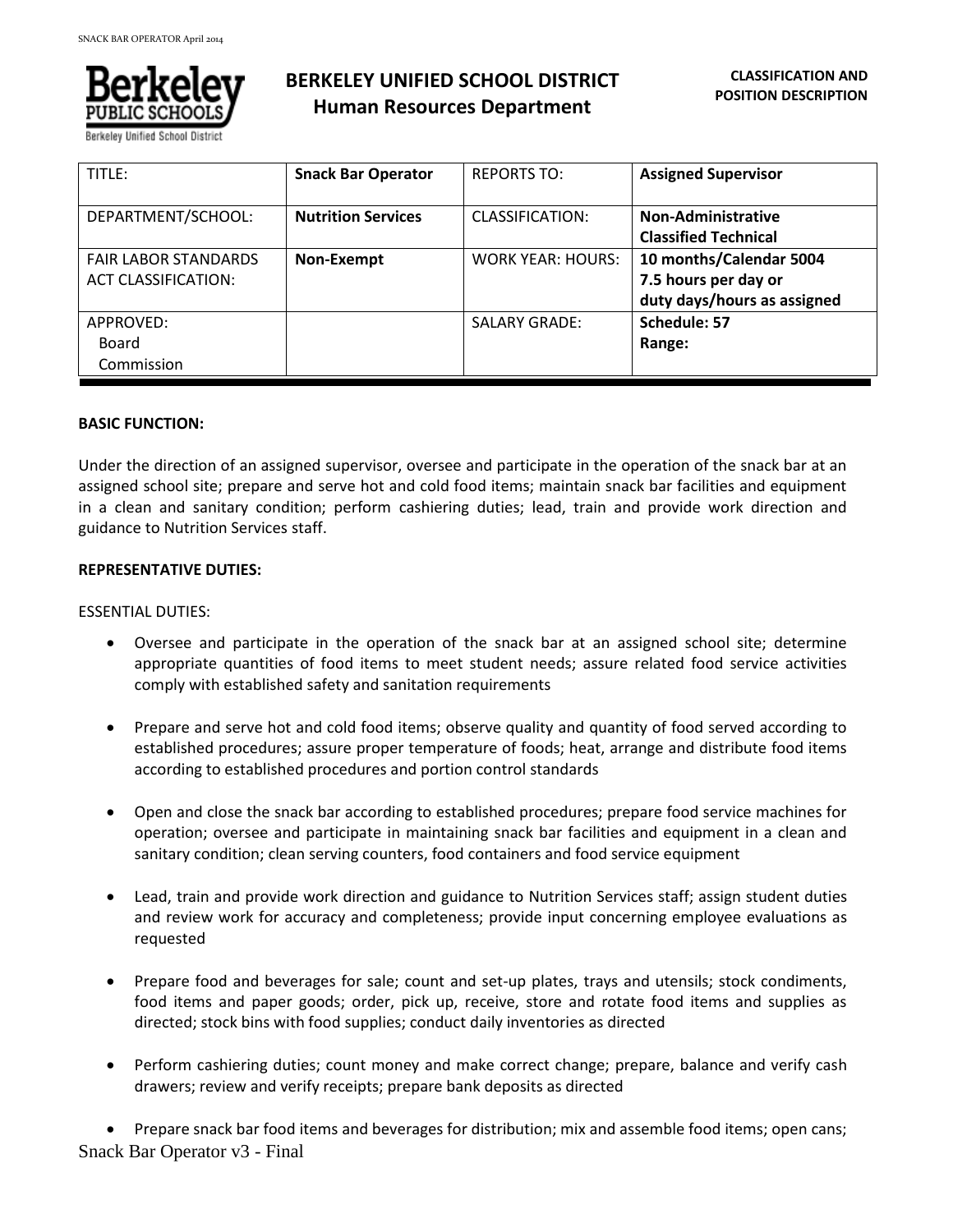# BERKELEY UNIFIED SCHOOL DISTRICT
## Human Resources Department

**CLASSIFICATION AND POSITION DESCRIPTION**

| TITLE: | **Snack Bar Operator** | REPORTS TO: | **Assigned Supervisor** |
|---|---|---|---|
| DEPARTMENT/SCHOOL: | **Nutrition Services** | CLASSIFICATION: | **Non-Administrative Classified Technical** |
| FAIR LABOR STANDARDS ACT CLASSIFICATION: | **Non-Exempt** | WORK YEAR: HOURS: | **10 months/Calendar 5004 7.5 hours per day or duty days/hours as assigned** |
| APPROVED: Board Commission | | SALARY GRADE: | **Schedule: 57 Range:** |

**BASIC FUNCTION:**

Under the direction of an assigned supervisor, oversee and participate in the operation of the snack bar at an assigned school site; prepare and serve hot and cold food items; maintain snack bar facilities and equipment in a clean and sanitary condition; perform cashiering duties; lead, train and provide work direction and guidance to Nutrition Services staff.

**REPRESENTATIVE DUTIES:**

ESSENTIAL DUTIES:

- Oversee and participate in the operation of the snack bar at an assigned school site; determine appropriate quantities of food items to meet student needs; assure related food service activities comply with established safety and sanitation requirements

- Prepare and serve hot and cold food items; observe quality and quantity of food served according to established procedures; assure proper temperature of foods; heat, arrange and distribute food items according to established procedures and portion control standards

- Open and close the snack bar according to established procedures; prepare food service machines for operation; oversee and participate in maintaining snack bar facilities and equipment in a clean and sanitary condition; clean serving counters, food containers and food service equipment

- Lead, train and provide work direction and guidance to Nutrition Services staff; assign student duties and review work for accuracy and completeness; provide input concerning employee evaluations as requested

- Prepare food and beverages for sale; count and set-up plates, trays and utensils; stock condiments, food items and paper goods; order, pick up, receive, store and rotate food items and supplies as directed; stock bins with food supplies; conduct daily inventories as directed

- Perform cashiering duties; count money and make correct change; prepare, balance and verify cash drawers; review and verify receipts; prepare bank deposits as directed

- Prepare snack bar food items and beverages for distribution; mix and assemble food items; open cans;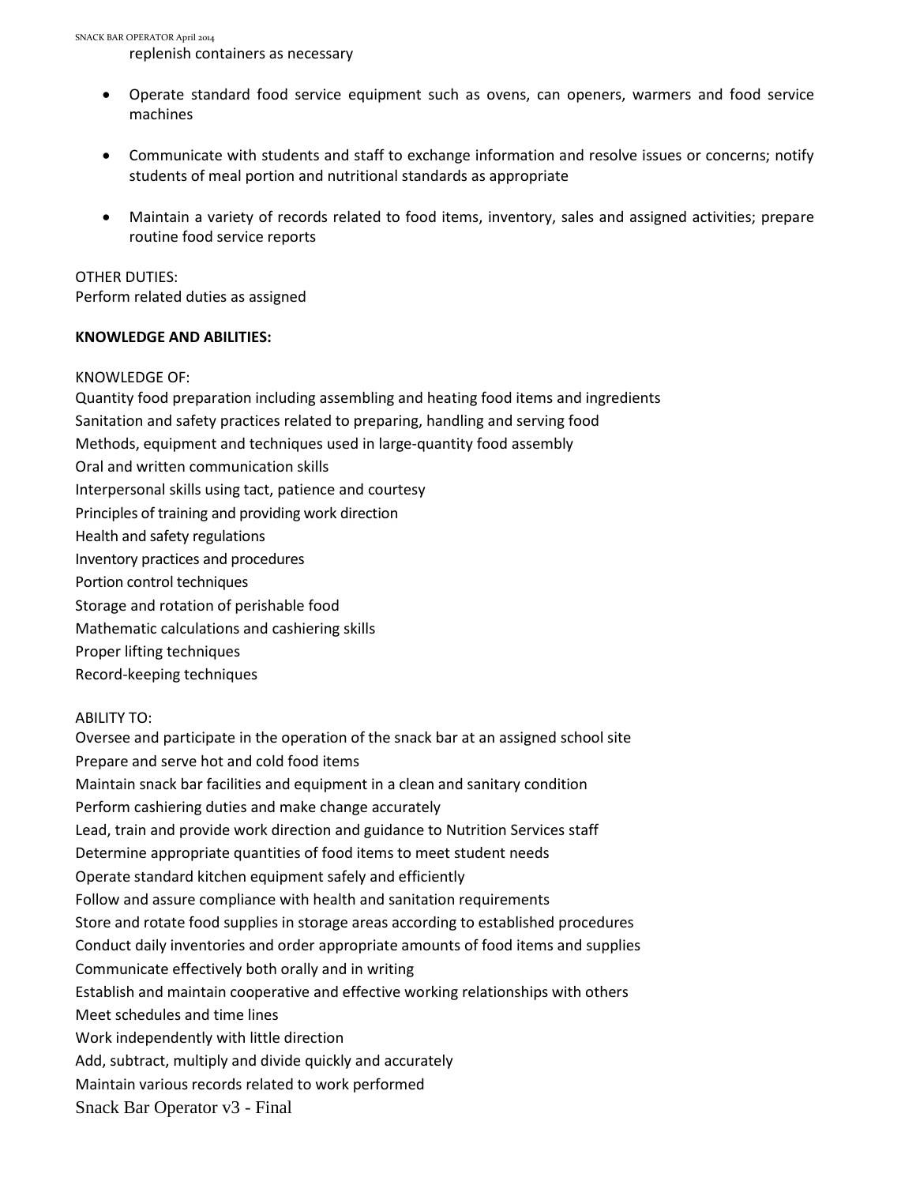replenish containers as necessary

- Operate standard food service equipment such as ovens, can openers, warmers and food service machines

- Communicate with students and staff to exchange information and resolve issues or concerns; notify students of meal portion and nutritional standards as appropriate

- Maintain a variety of records related to food items, inventory, sales and assigned activities; prepare routine food service reports

OTHER DUTIES:
Perform related duties as assigned

**KNOWLEDGE AND ABILITIES:**

KNOWLEDGE OF:
Quantity food preparation including assembling and heating food items and ingredients
Sanitation and safety practices related to preparing, handling and serving food
Methods, equipment and techniques used in large-quantity food assembly
Oral and written communication skills
Interpersonal skills using tact, patience and courtesy
Principles of training and providing work direction
Health and safety regulations
Inventory practices and procedures
Portion control techniques
Storage and rotation of perishable food
Mathematic calculations and cashiering skills
Proper lifting techniques
Record-keeping techniques

ABILITY TO:
Oversee and participate in the operation of the snack bar at an assigned school site
Prepare and serve hot and cold food items
Maintain snack bar facilities and equipment in a clean and sanitary condition
Perform cashiering duties and make change accurately
Lead, train and provide work direction and guidance to Nutrition Services staff
Determine appropriate quantities of food items to meet student needs
Operate standard kitchen equipment safely and efficiently
Follow and assure compliance with health and sanitation requirements
Store and rotate food supplies in storage areas according to established procedures
Conduct daily inventories and order appropriate amounts of food items and supplies
Communicate effectively both orally and in writing
Establish and maintain cooperative and effective working relationships with others
Meet schedules and time lines
Work independently with little direction
Add, subtract, multiply and divide quickly and accurately
Maintain various records related to work performed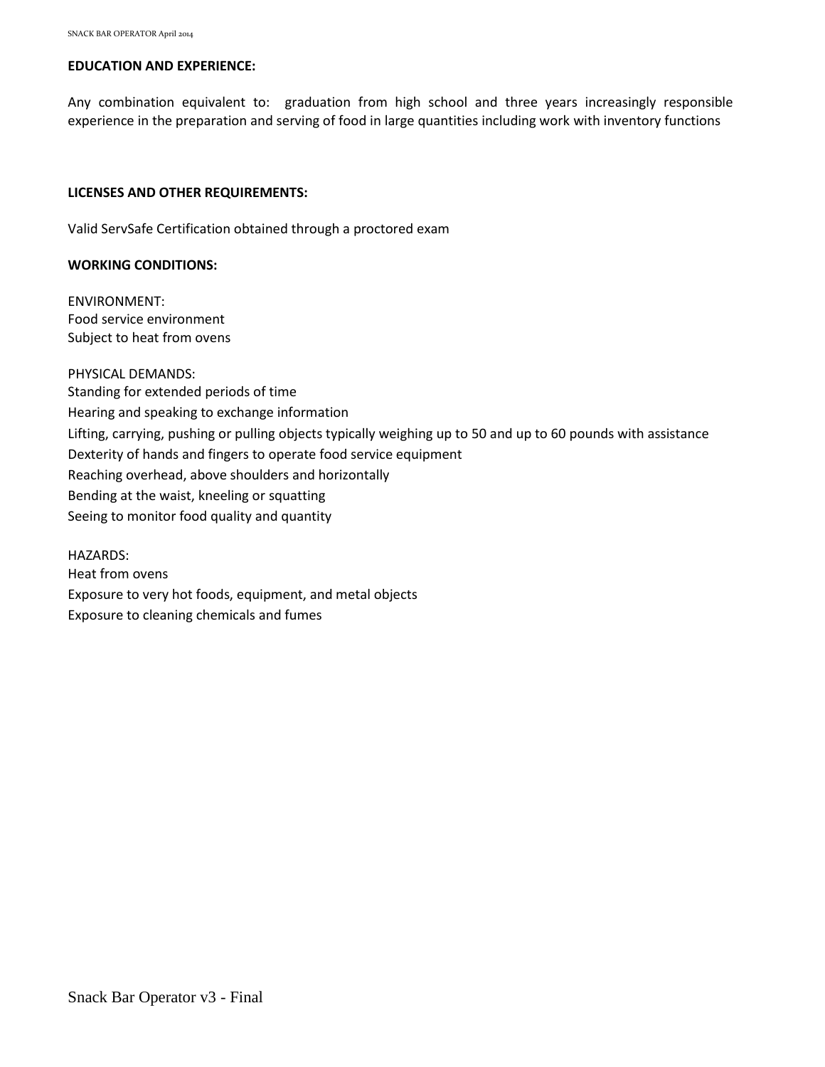**EDUCATION AND EXPERIENCE:**

Any combination equivalent to: graduation from high school and three years increasingly responsible experience in the preparation and serving of food in large quantities including work with inventory functions

**LICENSES AND OTHER REQUIREMENTS:**

Valid ServSafe Certification obtained through a proctored exam

**WORKING CONDITIONS:**

ENVIRONMENT:
Food service environment
Subject to heat from ovens

PHYSICAL DEMANDS:
Standing for extended periods of time
Hearing and speaking to exchange information
Lifting, carrying, pushing or pulling objects typically weighing up to 50 and up to 60 pounds with assistance
Dexterity of hands and fingers to operate food service equipment
Reaching overhead, above shoulders and horizontally
Bending at the waist, kneeling or squatting
Seeing to monitor food quality and quantity

HAZARDS:
Heat from ovens
Exposure to very hot foods, equipment, and metal objects
Exposure to cleaning chemicals and fumes